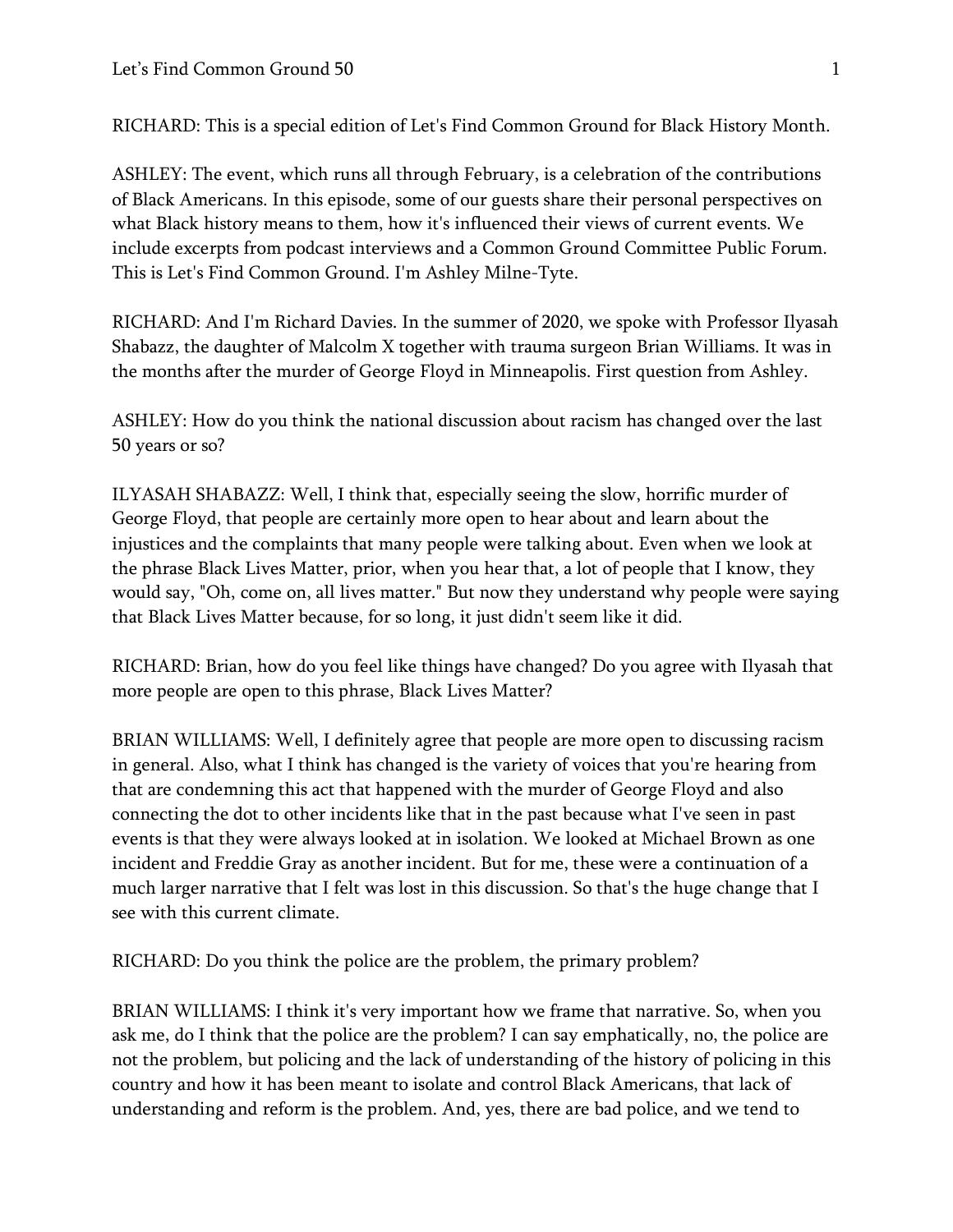RICHARD: This is a special edition of Let's Find Common Ground for Black History Month.

ASHLEY: The event, which runs all through February, is a celebration of the contributions of Black Americans. In this episode, some of our guests share their personal perspectives on what Black history means to them, how it's influenced their views of current events. We include excerpts from podcast interviews and a Common Ground Committee Public Forum. This is Let's Find Common Ground. I'm Ashley Milne-Tyte.

RICHARD: And I'm Richard Davies. In the summer of 2020, we spoke with Professor Ilyasah Shabazz, the daughter of Malcolm X together with trauma surgeon Brian Williams. It was in the months after the murder of George Floyd in Minneapolis. First question from Ashley.

ASHLEY: How do you think the national discussion about racism has changed over the last 50 years or so?

ILYASAH SHABAZZ: Well, I think that, especially seeing the slow, horrific murder of George Floyd, that people are certainly more open to hear about and learn about the injustices and the complaints that many people were talking about. Even when we look at the phrase Black Lives Matter, prior, when you hear that, a lot of people that I know, they would say, "Oh, come on, all lives matter." But now they understand why people were saying that Black Lives Matter because, for so long, it just didn't seem like it did.

RICHARD: Brian, how do you feel like things have changed? Do you agree with Ilyasah that more people are open to this phrase, Black Lives Matter?

BRIAN WILLIAMS: Well, I definitely agree that people are more open to discussing racism in general. Also, what I think has changed is the variety of voices that you're hearing from that are condemning this act that happened with the murder of George Floyd and also connecting the dot to other incidents like that in the past because what I've seen in past events is that they were always looked at in isolation. We looked at Michael Brown as one incident and Freddie Gray as another incident. But for me, these were a continuation of a much larger narrative that I felt was lost in this discussion. So that's the huge change that I see with this current climate.

RICHARD: Do you think the police are the problem, the primary problem?

BRIAN WILLIAMS: I think it's very important how we frame that narrative. So, when you ask me, do I think that the police are the problem? I can say emphatically, no, the police are not the problem, but policing and the lack of understanding of the history of policing in this country and how it has been meant to isolate and control Black Americans, that lack of understanding and reform is the problem. And, yes, there are bad police, and we tend to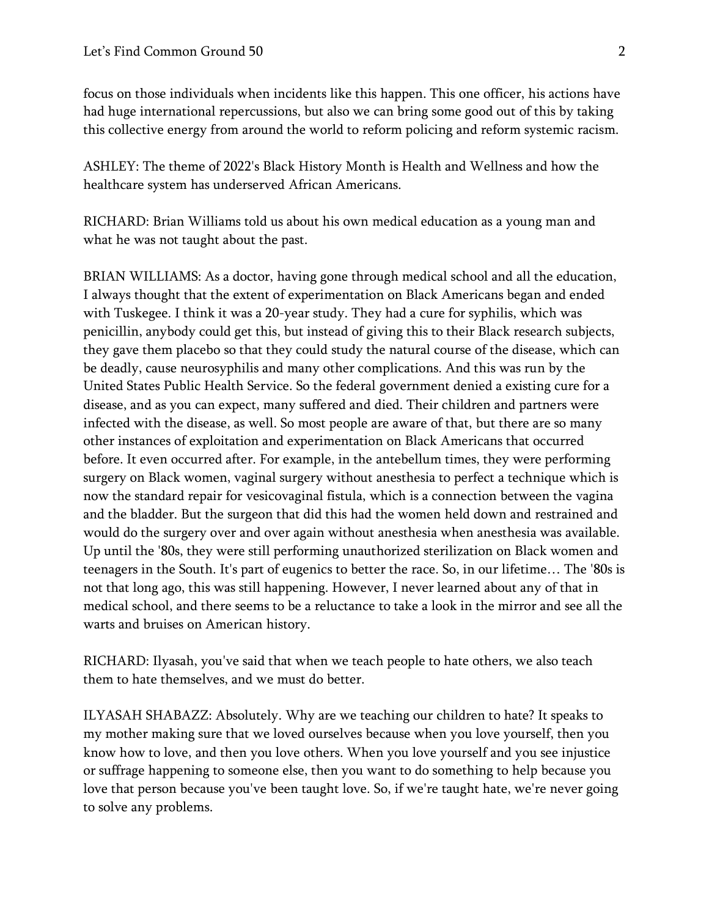focus on those individuals when incidents like this happen. This one officer, his actions have had huge international repercussions, but also we can bring some good out of this by taking this collective energy from around the world to reform policing and reform systemic racism.

ASHLEY: The theme of 2022's Black History Month is Health and Wellness and how the healthcare system has underserved African Americans.

RICHARD: Brian Williams told us about his own medical education as a young man and what he was not taught about the past.

BRIAN WILLIAMS: As a doctor, having gone through medical school and all the education, I always thought that the extent of experimentation on Black Americans began and ended with Tuskegee. I think it was a 20-year study. They had a cure for syphilis, which was penicillin, anybody could get this, but instead of giving this to their Black research subjects, they gave them placebo so that they could study the natural course of the disease, which can be deadly, cause neurosyphilis and many other complications. And this was run by the United States Public Health Service. So the federal government denied a existing cure for a disease, and as you can expect, many suffered and died. Their children and partners were infected with the disease, as well. So most people are aware of that, but there are so many other instances of exploitation and experimentation on Black Americans that occurred before. It even occurred after. For example, in the antebellum times, they were performing surgery on Black women, vaginal surgery without anesthesia to perfect a technique which is now the standard repair for vesicovaginal fistula, which is a connection between the vagina and the bladder. But the surgeon that did this had the women held down and restrained and would do the surgery over and over again without anesthesia when anesthesia was available. Up until the '80s, they were still performing unauthorized sterilization on Black women and teenagers in the South. It's part of eugenics to better the race. So, in our lifetime… The '80s is not that long ago, this was still happening. However, I never learned about any of that in medical school, and there seems to be a reluctance to take a look in the mirror and see all the warts and bruises on American history.

RICHARD: Ilyasah, you've said that when we teach people to hate others, we also teach them to hate themselves, and we must do better.

ILYASAH SHABAZZ: Absolutely. Why are we teaching our children to hate? It speaks to my mother making sure that we loved ourselves because when you love yourself, then you know how to love, and then you love others. When you love yourself and you see injustice or suffrage happening to someone else, then you want to do something to help because you love that person because you've been taught love. So, if we're taught hate, we're never going to solve any problems.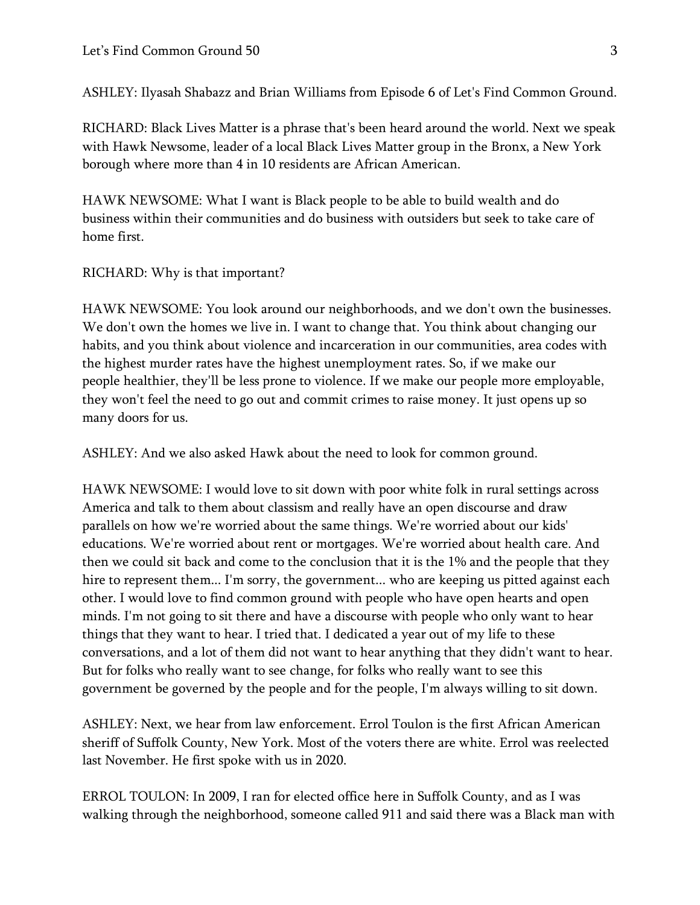ASHLEY: Ilyasah Shabazz and Brian Williams from Episode 6 of Let's Find Common Ground.

RICHARD: Black Lives Matter is a phrase that's been heard around the world. Next we speak with Hawk Newsome, leader of a local Black Lives Matter group in the Bronx, a New York borough where more than 4 in 10 residents are African American.

HAWK NEWSOME: What I want is Black people to be able to build wealth and do business within their communities and do business with outsiders but seek to take care of home first.

RICHARD: Why is that important?

HAWK NEWSOME: You look around our neighborhoods, and we don't own the businesses. We don't own the homes we live in. I want to change that. You think about changing our habits, and you think about violence and incarceration in our communities, area codes with the highest murder rates have the highest unemployment rates. So, if we make our people healthier, they'll be less prone to violence. If we make our people more employable, they won't feel the need to go out and commit crimes to raise money. It just opens up so many doors for us.

ASHLEY: And we also asked Hawk about the need to look for common ground.

HAWK NEWSOME: I would love to sit down with poor white folk in rural settings across America and talk to them about classism and really have an open discourse and draw parallels on how we're worried about the same things. We're worried about our kids' educations. We're worried about rent or mortgages. We're worried about health care. And then we could sit back and come to the conclusion that it is the 1% and the people that they hire to represent them... I'm sorry, the government... who are keeping us pitted against each other. I would love to find common ground with people who have open hearts and open minds. I'm not going to sit there and have a discourse with people who only want to hear things that they want to hear. I tried that. I dedicated a year out of my life to these conversations, and a lot of them did not want to hear anything that they didn't want to hear. But for folks who really want to see change, for folks who really want to see this government be governed by the people and for the people, I'm always willing to sit down.

ASHLEY: Next, we hear from law enforcement. Errol Toulon is the first African American sheriff of Suffolk County, New York. Most of the voters there are white. Errol was reelected last November. He first spoke with us in 2020.

ERROL TOULON: In 2009, I ran for elected office here in Suffolk County, and as I was walking through the neighborhood, someone called 911 and said there was a Black man with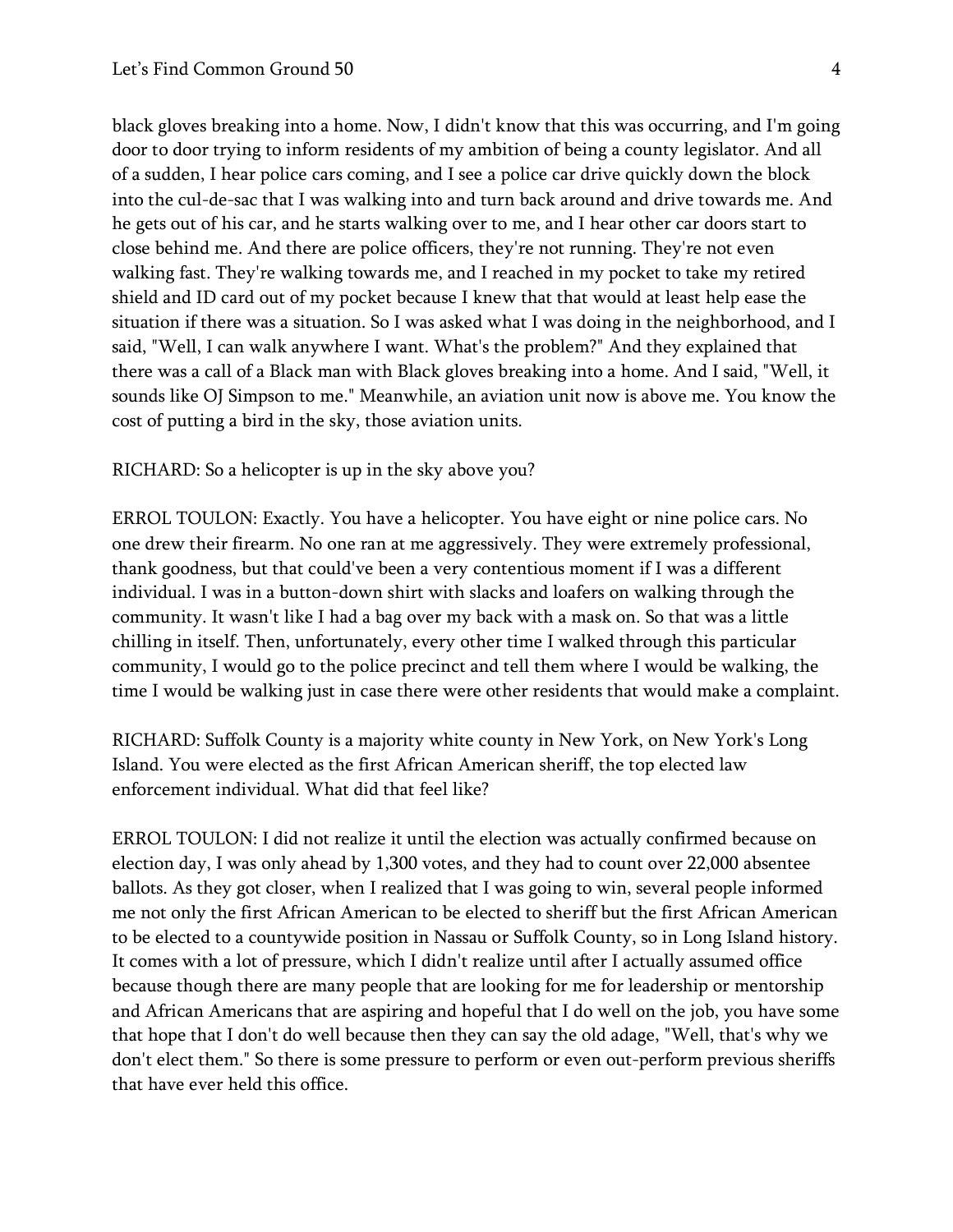black gloves breaking into a home. Now, I didn't know that this was occurring, and I'm going door to door trying to inform residents of my ambition of being a county legislator. And all of a sudden, I hear police cars coming, and I see a police car drive quickly down the block into the cul-de-sac that I was walking into and turn back around and drive towards me. And he gets out of his car, and he starts walking over to me, and I hear other car doors start to close behind me. And there are police officers, they're not running. They're not even walking fast. They're walking towards me, and I reached in my pocket to take my retired shield and ID card out of my pocket because I knew that that would at least help ease the situation if there was a situation. So I was asked what I was doing in the neighborhood, and I said, "Well, I can walk anywhere I want. What's the problem?" And they explained that there was a call of a Black man with Black gloves breaking into a home. And I said, "Well, it sounds like OJ Simpson to me." Meanwhile, an aviation unit now is above me. You know the cost of putting a bird in the sky, those aviation units.

RICHARD: So a helicopter is up in the sky above you?

ERROL TOULON: Exactly. You have a helicopter. You have eight or nine police cars. No one drew their firearm. No one ran at me aggressively. They were extremely professional, thank goodness, but that could've been a very contentious moment if I was a different individual. I was in a button-down shirt with slacks and loafers on walking through the community. It wasn't like I had a bag over my back with a mask on. So that was a little chilling in itself. Then, unfortunately, every other time I walked through this particular community, I would go to the police precinct and tell them where I would be walking, the time I would be walking just in case there were other residents that would make a complaint.

RICHARD: Suffolk County is a majority white county in New York, on New York's Long Island. You were elected as the first African American sheriff, the top elected law enforcement individual. What did that feel like?

ERROL TOULON: I did not realize it until the election was actually confirmed because on election day, I was only ahead by 1,300 votes, and they had to count over 22,000 absentee ballots. As they got closer, when I realized that I was going to win, several people informed me not only the first African American to be elected to sheriff but the first African American to be elected to a countywide position in Nassau or Suffolk County, so in Long Island history. It comes with a lot of pressure, which I didn't realize until after I actually assumed office because though there are many people that are looking for me for leadership or mentorship and African Americans that are aspiring and hopeful that I do well on the job, you have some that hope that I don't do well because then they can say the old adage, "Well, that's why we don't elect them." So there is some pressure to perform or even out-perform previous sheriffs that have ever held this office.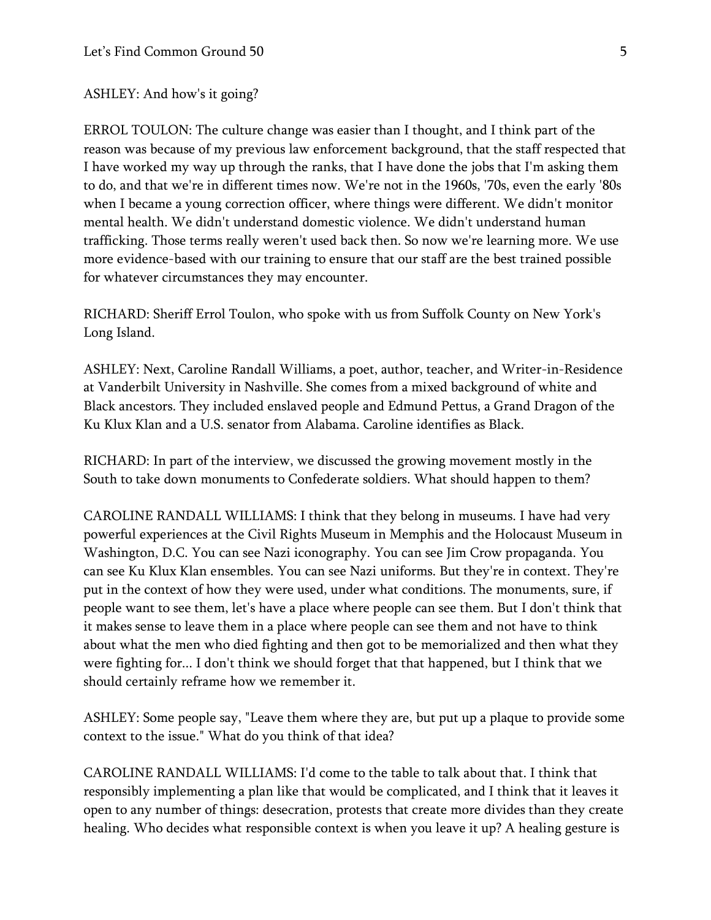ASHLEY: And how's it going?

ERROL TOULON: The culture change was easier than I thought, and I think part of the reason was because of my previous law enforcement background, that the staff respected that I have worked my way up through the ranks, that I have done the jobs that I'm asking them to do, and that we're in different times now. We're not in the 1960s, '70s, even the early '80s when I became a young correction officer, where things were different. We didn't monitor mental health. We didn't understand domestic violence. We didn't understand human trafficking. Those terms really weren't used back then. So now we're learning more. We use more evidence-based with our training to ensure that our staff are the best trained possible for whatever circumstances they may encounter.

RICHARD: Sheriff Errol Toulon, who spoke with us from Suffolk County on New York's Long Island.

ASHLEY: Next, Caroline Randall Williams, a poet, author, teacher, and Writer-in-Residence at Vanderbilt University in Nashville. She comes from a mixed background of white and Black ancestors. They included enslaved people and Edmund Pettus, a Grand Dragon of the Ku Klux Klan and a U.S. senator from Alabama. Caroline identifies as Black.

RICHARD: In part of the interview, we discussed the growing movement mostly in the South to take down monuments to Confederate soldiers. What should happen to them?

CAROLINE RANDALL WILLIAMS: I think that they belong in museums. I have had very powerful experiences at the Civil Rights Museum in Memphis and the Holocaust Museum in Washington, D.C. You can see Nazi iconography. You can see Jim Crow propaganda. You can see Ku Klux Klan ensembles. You can see Nazi uniforms. But they're in context. They're put in the context of how they were used, under what conditions. The monuments, sure, if people want to see them, let's have a place where people can see them. But I don't think that it makes sense to leave them in a place where people can see them and not have to think about what the men who died fighting and then got to be memorialized and then what they were fighting for... I don't think we should forget that that happened, but I think that we should certainly reframe how we remember it.

ASHLEY: Some people say, "Leave them where they are, but put up a plaque to provide some context to the issue." What do you think of that idea?

CAROLINE RANDALL WILLIAMS: I'd come to the table to talk about that. I think that responsibly implementing a plan like that would be complicated, and I think that it leaves it open to any number of things: desecration, protests that create more divides than they create healing. Who decides what responsible context is when you leave it up? A healing gesture is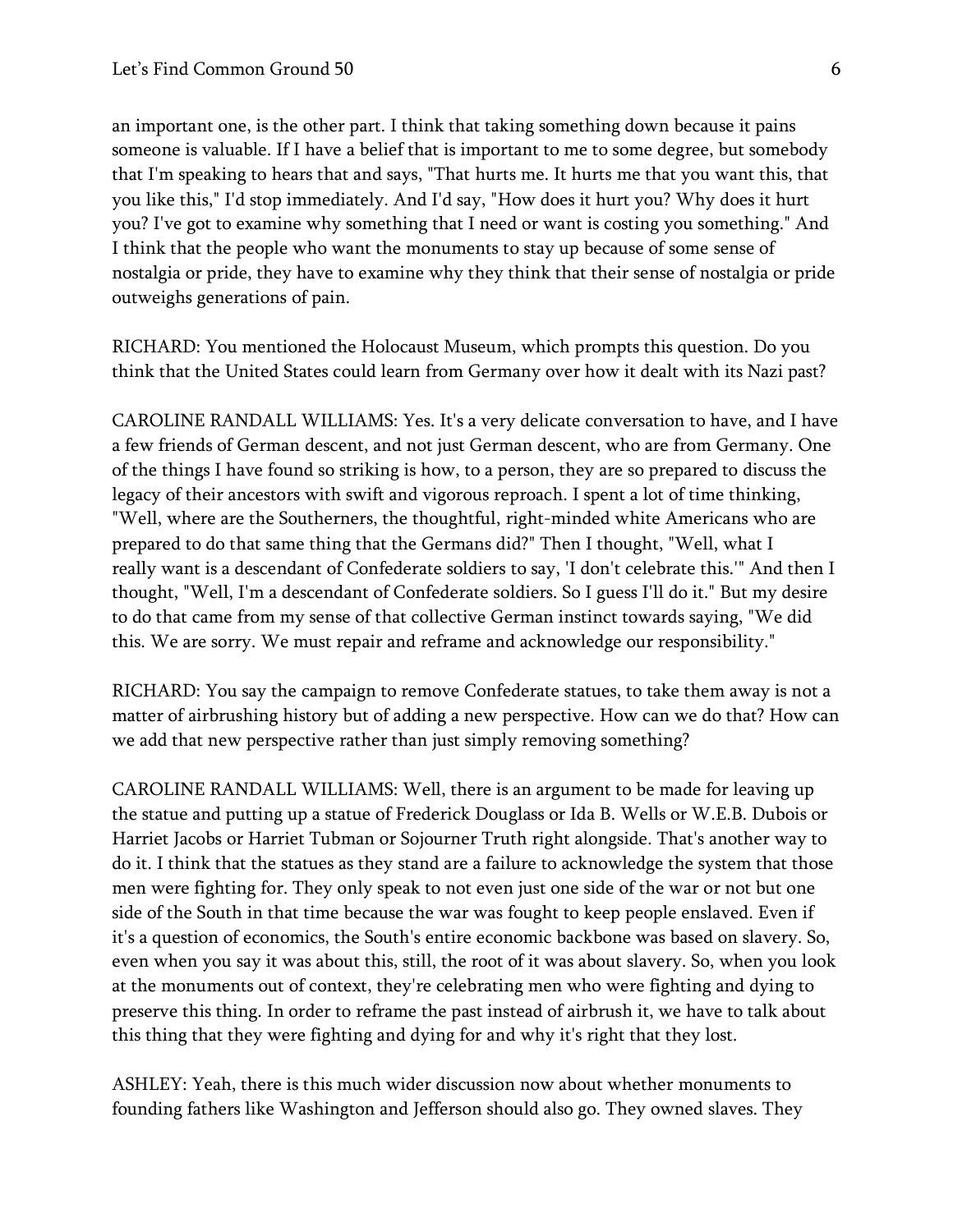an important one, is the other part. I think that taking something down because it pains someone is valuable. If I have a belief that is important to me to some degree, but somebody that I'm speaking to hears that and says, "That hurts me. It hurts me that you want this, that you like this," I'd stop immediately. And I'd say, "How does it hurt you? Why does it hurt you? I've got to examine why something that I need or want is costing you something." And I think that the people who want the monuments to stay up because of some sense of nostalgia or pride, they have to examine why they think that their sense of nostalgia or pride outweighs generations of pain.

RICHARD: You mentioned the Holocaust Museum, which prompts this question. Do you think that the United States could learn from Germany over how it dealt with its Nazi past?

CAROLINE RANDALL WILLIAMS: Yes. It's a very delicate conversation to have, and I have a few friends of German descent, and not just German descent, who are from Germany. One of the things I have found so striking is how, to a person, they are so prepared to discuss the legacy of their ancestors with swift and vigorous reproach. I spent a lot of time thinking, "Well, where are the Southerners, the thoughtful, right-minded white Americans who are prepared to do that same thing that the Germans did?" Then I thought, "Well, what I really want is a descendant of Confederate soldiers to say, 'I don't celebrate this.'" And then I thought, "Well, I'm a descendant of Confederate soldiers. So I guess I'll do it." But my desire to do that came from my sense of that collective German instinct towards saying, "We did this. We are sorry. We must repair and reframe and acknowledge our responsibility."

RICHARD: You say the campaign to remove Confederate statues, to take them away is not a matter of airbrushing history but of adding a new perspective. How can we do that? How can we add that new perspective rather than just simply removing something?

CAROLINE RANDALL WILLIAMS: Well, there is an argument to be made for leaving up the statue and putting up a statue of Frederick Douglass or Ida B. Wells or W.E.B. Dubois or Harriet Jacobs or Harriet Tubman or Sojourner Truth right alongside. That's another way to do it. I think that the statues as they stand are a failure to acknowledge the system that those men were fighting for. They only speak to not even just one side of the war or not but one side of the South in that time because the war was fought to keep people enslaved. Even if it's a question of economics, the South's entire economic backbone was based on slavery. So, even when you say it was about this, still, the root of it was about slavery. So, when you look at the monuments out of context, they're celebrating men who were fighting and dying to preserve this thing. In order to reframe the past instead of airbrush it, we have to talk about this thing that they were fighting and dying for and why it's right that they lost.

ASHLEY: Yeah, there is this much wider discussion now about whether monuments to founding fathers like Washington and Jefferson should also go. They owned slaves. They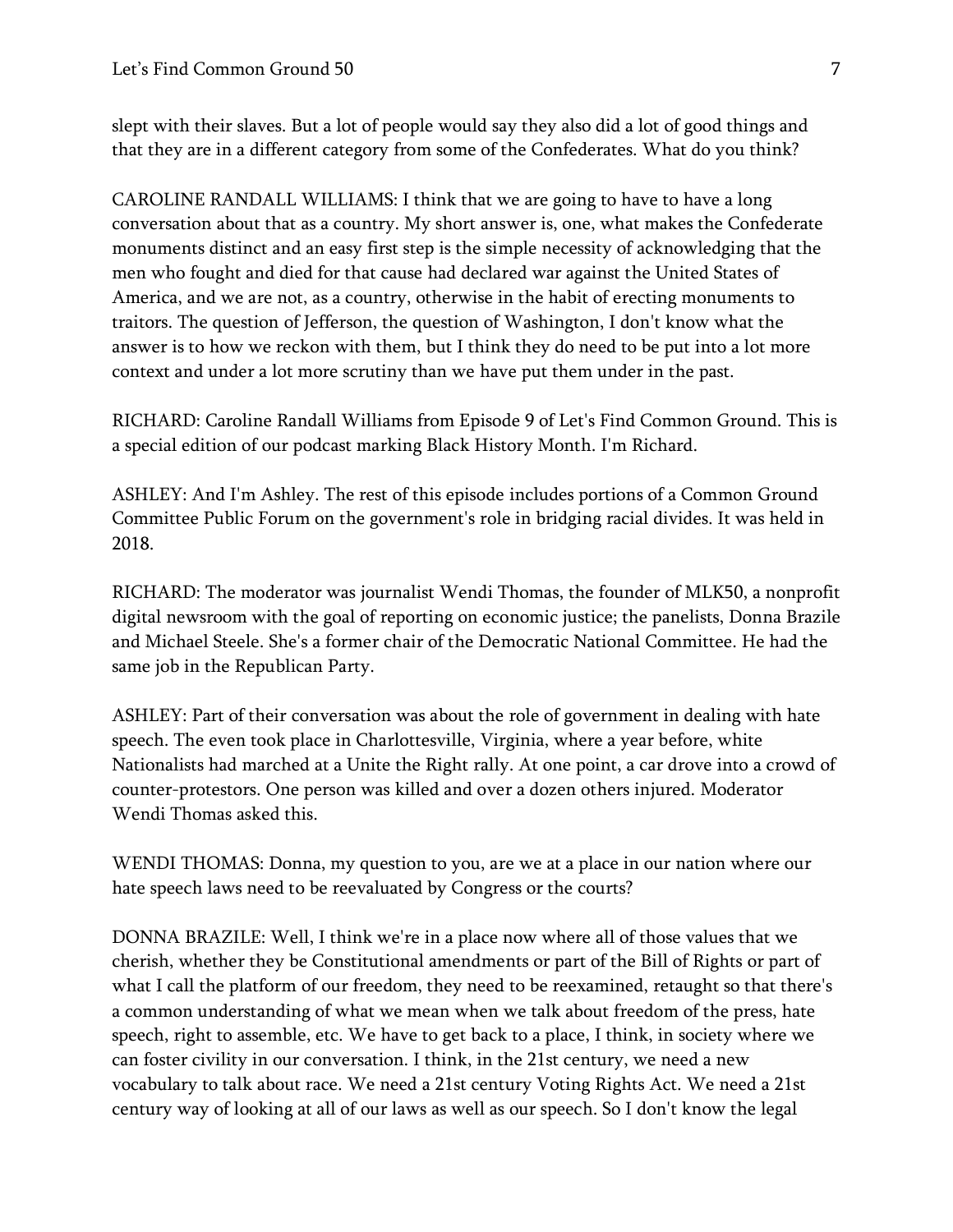slept with their slaves. But a lot of people would say they also did a lot of good things and that they are in a different category from some of the Confederates. What do you think?

CAROLINE RANDALL WILLIAMS: I think that we are going to have to have a long conversation about that as a country. My short answer is, one, what makes the Confederate monuments distinct and an easy first step is the simple necessity of acknowledging that the men who fought and died for that cause had declared war against the United States of America, and we are not, as a country, otherwise in the habit of erecting monuments to traitors. The question of Jefferson, the question of Washington, I don't know what the answer is to how we reckon with them, but I think they do need to be put into a lot more context and under a lot more scrutiny than we have put them under in the past.

RICHARD: Caroline Randall Williams from Episode 9 of Let's Find Common Ground. This is a special edition of our podcast marking Black History Month. I'm Richard.

ASHLEY: And I'm Ashley. The rest of this episode includes portions of a Common Ground Committee Public Forum on the government's role in bridging racial divides. It was held in 2018.

RICHARD: The moderator was journalist Wendi Thomas, the founder of MLK50, a nonprofit digital newsroom with the goal of reporting on economic justice; the panelists, Donna Brazile and Michael Steele. She's a former chair of the Democratic National Committee. He had the same job in the Republican Party.

ASHLEY: Part of their conversation was about the role of government in dealing with hate speech. The even took place in Charlottesville, Virginia, where a year before, white Nationalists had marched at a Unite the Right rally. At one point, a car drove into a crowd of counter-protestors. One person was killed and over a dozen others injured. Moderator Wendi Thomas asked this.

WENDI THOMAS: Donna, my question to you, are we at a place in our nation where our hate speech laws need to be reevaluated by Congress or the courts?

DONNA BRAZILE: Well, I think we're in a place now where all of those values that we cherish, whether they be Constitutional amendments or part of the Bill of Rights or part of what I call the platform of our freedom, they need to be reexamined, retaught so that there's a common understanding of what we mean when we talk about freedom of the press, hate speech, right to assemble, etc. We have to get back to a place, I think, in society where we can foster civility in our conversation. I think, in the 21st century, we need a new vocabulary to talk about race. We need a 21st century Voting Rights Act. We need a 21st century way of looking at all of our laws as well as our speech. So I don't know the legal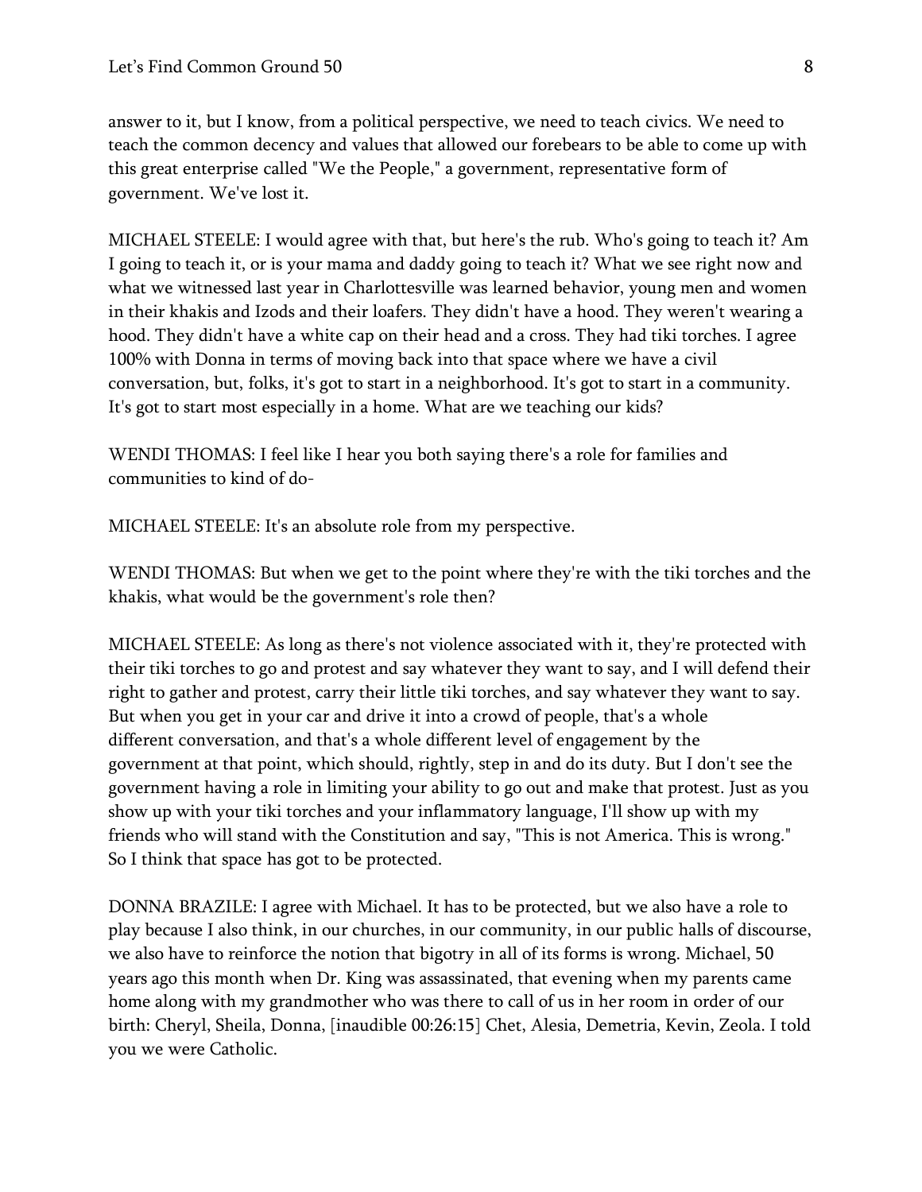answer to it, but I know, from a political perspective, we need to teach civics. We need to teach the common decency and values that allowed our forebears to be able to come up with this great enterprise called "We the People," a government, representative form of government. We've lost it.

MICHAEL STEELE: I would agree with that, but here's the rub. Who's going to teach it? Am I going to teach it, or is your mama and daddy going to teach it? What we see right now and what we witnessed last year in Charlottesville was learned behavior, young men and women in their khakis and Izods and their loafers. They didn't have a hood. They weren't wearing a hood. They didn't have a white cap on their head and a cross. They had tiki torches. I agree 100% with Donna in terms of moving back into that space where we have a civil conversation, but, folks, it's got to start in a neighborhood. It's got to start in a community. It's got to start most especially in a home. What are we teaching our kids?

WENDI THOMAS: I feel like I hear you both saying there's a role for families and communities to kind of do-

MICHAEL STEELE: It's an absolute role from my perspective.

WENDI THOMAS: But when we get to the point where they're with the tiki torches and the khakis, what would be the government's role then?

MICHAEL STEELE: As long as there's not violence associated with it, they're protected with their tiki torches to go and protest and say whatever they want to say, and I will defend their right to gather and protest, carry their little tiki torches, and say whatever they want to say. But when you get in your car and drive it into a crowd of people, that's a whole different conversation, and that's a whole different level of engagement by the government at that point, which should, rightly, step in and do its duty. But I don't see the government having a role in limiting your ability to go out and make that protest. Just as you show up with your tiki torches and your inflammatory language, I'll show up with my friends who will stand with the Constitution and say, "This is not America. This is wrong." So I think that space has got to be protected.

DONNA BRAZILE: I agree with Michael. It has to be protected, but we also have a role to play because I also think, in our churches, in our community, in our public halls of discourse, we also have to reinforce the notion that bigotry in all of its forms is wrong. Michael, 50 years ago this month when Dr. King was assassinated, that evening when my parents came home along with my grandmother who was there to call of us in her room in order of our birth: Cheryl, Sheila, Donna, [inaudible 00:26:15] Chet, Alesia, Demetria, Kevin, Zeola. I told you we were Catholic.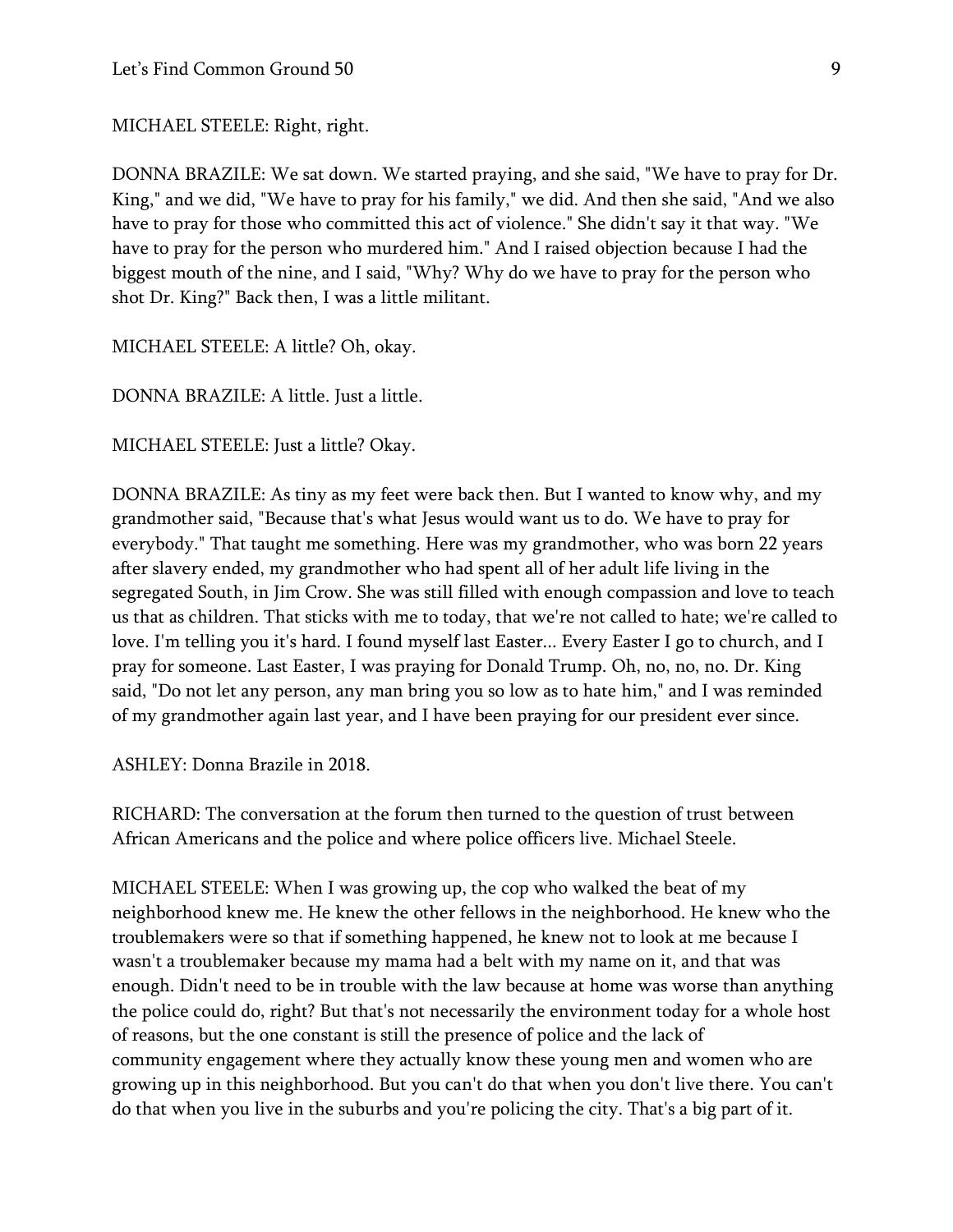MICHAEL STEELE: Right, right.

DONNA BRAZILE: We sat down. We started praying, and she said, "We have to pray for Dr. King," and we did, "We have to pray for his family," we did. And then she said, "And we also have to pray for those who committed this act of violence." She didn't say it that way. "We have to pray for the person who murdered him." And I raised objection because I had the biggest mouth of the nine, and I said, "Why? Why do we have to pray for the person who shot Dr. King?" Back then, I was a little militant.

MICHAEL STEELE: A little? Oh, okay.

DONNA BRAZILE: A little. Just a little.

MICHAEL STEELE: Just a little? Okay.

DONNA BRAZILE: As tiny as my feet were back then. But I wanted to know why, and my grandmother said, "Because that's what Jesus would want us to do. We have to pray for everybody." That taught me something. Here was my grandmother, who was born 22 years after slavery ended, my grandmother who had spent all of her adult life living in the segregated South, in Jim Crow. She was still filled with enough compassion and love to teach us that as children. That sticks with me to today, that we're not called to hate; we're called to love. I'm telling you it's hard. I found myself last Easter... Every Easter I go to church, and I pray for someone. Last Easter, I was praying for Donald Trump. Oh, no, no, no. Dr. King said, "Do not let any person, any man bring you so low as to hate him," and I was reminded of my grandmother again last year, and I have been praying for our president ever since.

ASHLEY: Donna Brazile in 2018.

RICHARD: The conversation at the forum then turned to the question of trust between African Americans and the police and where police officers live. Michael Steele.

MICHAEL STEELE: When I was growing up, the cop who walked the beat of my neighborhood knew me. He knew the other fellows in the neighborhood. He knew who the troublemakers were so that if something happened, he knew not to look at me because I wasn't a troublemaker because my mama had a belt with my name on it, and that was enough. Didn't need to be in trouble with the law because at home was worse than anything the police could do, right? But that's not necessarily the environment today for a whole host of reasons, but the one constant is still the presence of police and the lack of community engagement where they actually know these young men and women who are growing up in this neighborhood. But you can't do that when you don't live there. You can't do that when you live in the suburbs and you're policing the city. That's a big part of it.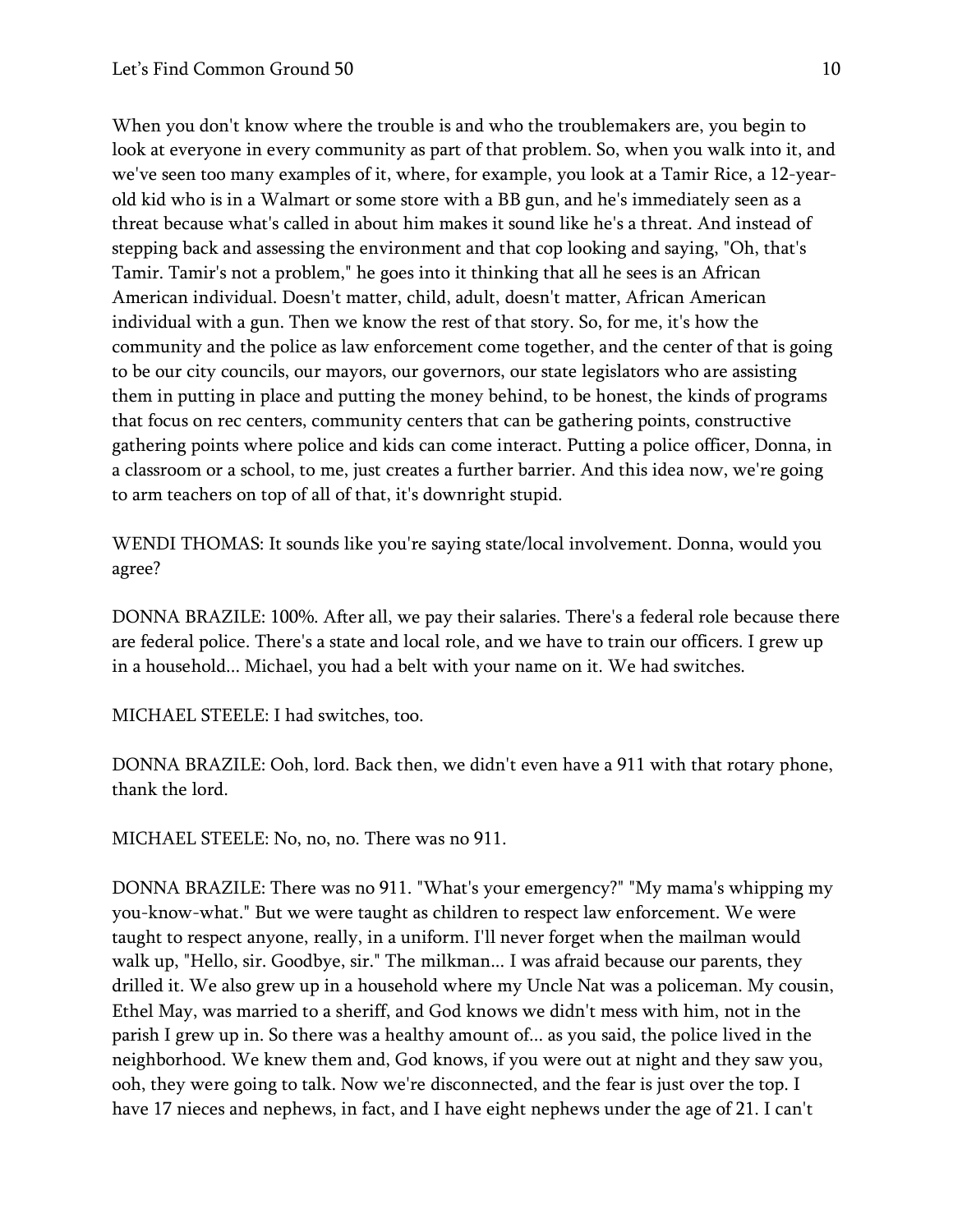When you don't know where the trouble is and who the troublemakers are, you begin to look at everyone in every community as part of that problem. So, when you walk into it, and we've seen too many examples of it, where, for example, you look at a Tamir Rice, a 12-year-old kid who is in a Walmart or some store with a BB gun, and he's immediately seen as a threat because what's called in about him makes it sound like he's a threat. And instead of stepping back and assessing the environment and that cop looking and saying, "Oh, that's Tamir. Tamir's not a problem," he goes into it thinking that all he sees is an African American individual. Doesn't matter, child, adult, doesn't matter, African American individual with a gun. Then we know the rest of that story. So, for me, it's how the community and the police as law enforcement come together, and the center of that is going to be our city councils, our mayors, our governors, our state legislators who are assisting them in putting in place and putting the money behind, to be honest, the kinds of programs that focus on rec centers, community centers that can be gathering points, constructive gathering points where police and kids can come interact. Putting a police officer, Donna, in a classroom or a school, to me, just creates a further barrier. And this idea now, we're going to arm teachers on top of all of that, it's downright stupid.

WENDI THOMAS: It sounds like you're saying state/local involvement. Donna, would you agree?

DONNA BRAZILE: 100%. After all, we pay their salaries. There's a federal role because there are federal police. There's a state and local role, and we have to train our officers. I grew up in a household... Michael, you had a belt with your name on it. We had switches.

MICHAEL STEELE: I had switches, too.

DONNA BRAZILE: Ooh, lord. Back then, we didn't even have a 911 with that rotary phone, thank the lord.

MICHAEL STEELE: No, no, no. There was no 911.

DONNA BRAZILE: There was no 911. "What's your emergency?" "My mama's whipping my you-know-what." But we were taught as children to respect law enforcement. We were taught to respect anyone, really, in a uniform. I'll never forget when the mailman would walk up, "Hello, sir. Goodbye, sir." The milkman... I was afraid because our parents, they drilled it. We also grew up in a household where my Uncle Nat was a policeman. My cousin, Ethel May, was married to a sheriff, and God knows we didn't mess with him, not in the parish I grew up in. So there was a healthy amount of... as you said, the police lived in the neighborhood. We knew them and, God knows, if you were out at night and they saw you, ooh, they were going to talk. Now we're disconnected, and the fear is just over the top. I have 17 nieces and nephews, in fact, and I have eight nephews under the age of 21. I can't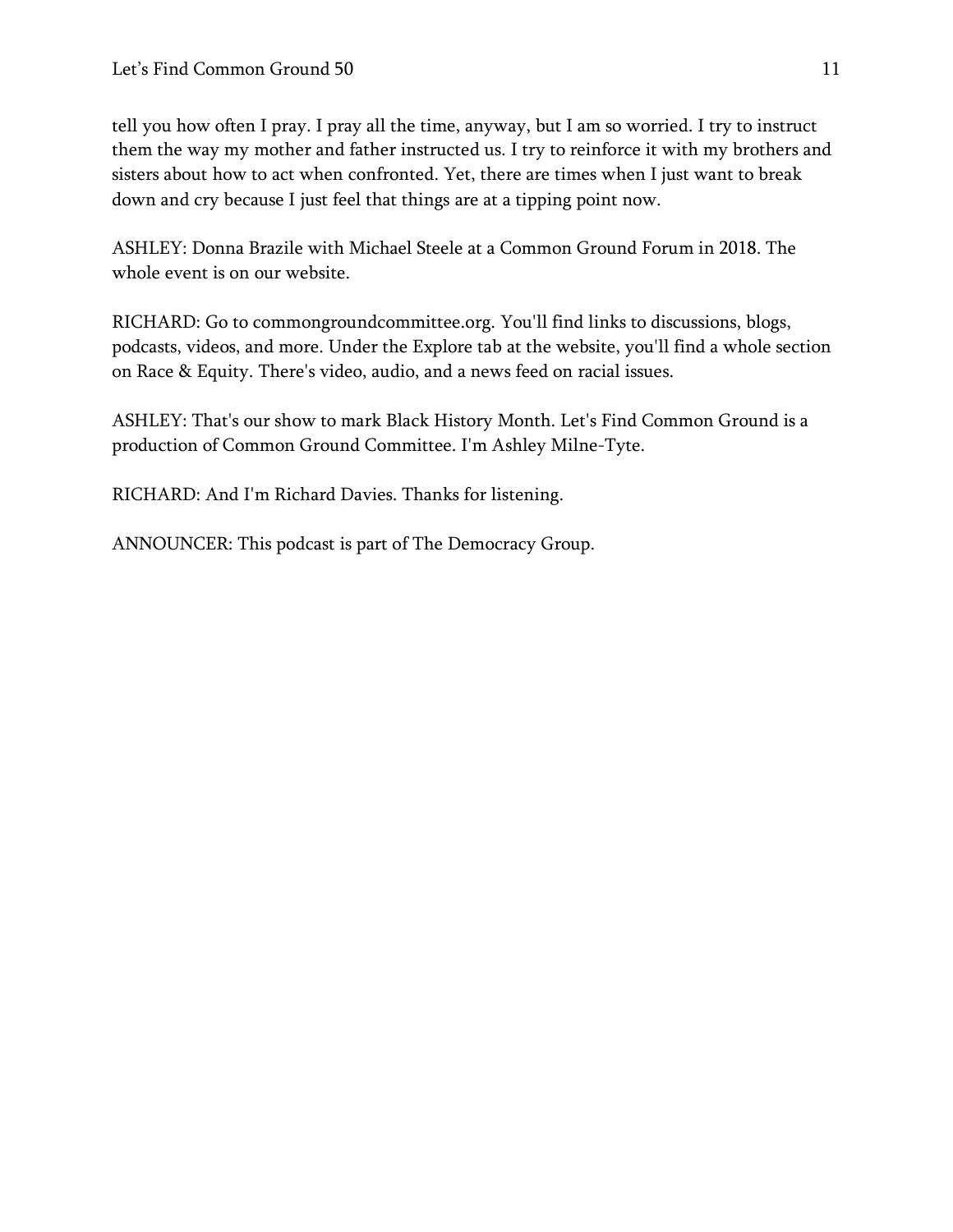tell you how often I pray. I pray all the time, anyway, but I am so worried. I try to instruct them the way my mother and father instructed us. I try to reinforce it with my brothers and sisters about how to act when confronted. Yet, there are times when I just want to break down and cry because I just feel that things are at a tipping point now.

ASHLEY: Donna Brazile with Michael Steele at a Common Ground Forum in 2018. The whole event is on our website.

RICHARD: Go to commongroundcommittee.org. You'll find links to discussions, blogs, podcasts, videos, and more. Under the Explore tab at the website, you'll find a whole section on Race & Equity. There's video, audio, and a news feed on racial issues.

ASHLEY: That's our show to mark Black History Month. Let's Find Common Ground is a production of Common Ground Committee. I'm Ashley Milne-Tyte.

RICHARD: And I'm Richard Davies. Thanks for listening.

ANNOUNCER: This podcast is part of The Democracy Group.